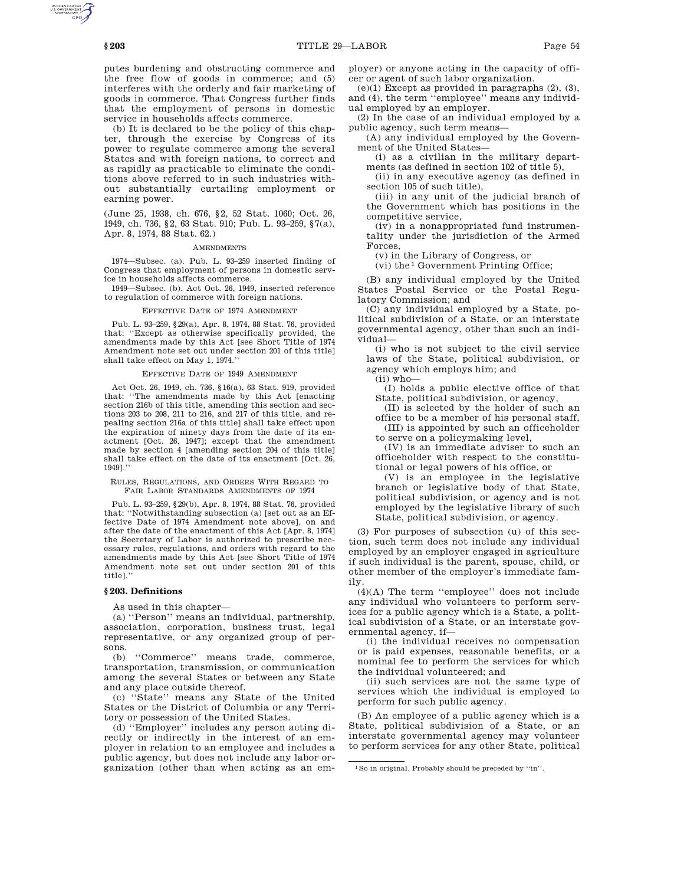putes burdening and obstructing commerce and the free flow of goods in commerce; and (5) interferes with the orderly and fair marketing of goods in commerce. That Congress further finds that the employment of persons in domestic service in households affects commerce.

(b) It is declared to be the policy of this chapter, through the exercise by Congress of its power to regulate commerce among the several States and with foreign nations, to correct and as rapidly as practicable to eliminate the conditions above referred to in such industries without substantially curtailing employment or earning power.

(June 25, 1938, ch. 676, §2, 52 Stat. 1060; Oct. 26, 1949, ch. 736, §2, 63 Stat. 910; Pub. L. 93–259, §7(a), Apr. 8, 1974, 88 Stat. 62.)

AMENDMENTS

1974—Subsec. (a). Pub. L. 93–259 inserted finding of Congress that employment of persons in domestic service in households affects commerce.

1949—Subsec. (b). Act Oct. 26, 1949, inserted reference to regulation of commerce with foreign nations.

EFFECTIVE DATE OF 1974 AMENDMENT

Pub. L. 93–259, §29(a), Apr. 8, 1974, 88 Stat. 76, provided that: "Except as otherwise specifically provided, the amendments made by this Act [see Short Title of 1974 Amendment note set out under section 201 of this title] shall take effect on May 1, 1974."

EFFECTIVE DATE OF 1949 AMENDMENT

Act Oct. 26, 1949, ch. 736, §16(a), 63 Stat. 919, provided that: "The amendments made by this Act [enacting section 216b of this title, amending this section and sections 203 to 208, 211 to 216, and 217 of this title, and repealing section 216a of this title] shall take effect upon the expiration of ninety days from the date of its enactment [Oct. 26, 1947]; except that the amendment made by section 4 [amending section 204 of this title] shall take effect on the date of its enactment [Oct. 26, 1949]."

RULES, REGULATIONS, AND ORDERS WITH REGARD TO FAIR LABOR STANDARDS AMENDMENTS OF 1974

Pub. L. 93–259, §29(b), Apr. 8, 1974, 88 Stat. 76, provided that: "Notwithstanding subsection (a) [set out as an Effective Date of 1974 Amendment note above], on and after the date of the enactment of this Act [Apr. 8, 1974] the Secretary of Labor is authorized to prescribe necessary rules, regulations, and orders with regard to the amendments made by this Act [see Short Title of 1974 Amendment note set out under section 201 of this title]."

## §203. Definitions

As used in this chapter—

(a) "Person" means an individual, partnership, association, corporation, business trust, legal representative, or any organized group of persons.

(b) "Commerce" means trade, commerce, transportation, transmission, or communication among the several States or between any State and any place outside thereof.

(c) "State" means any State of the United States or the District of Columbia or any Territory or possession of the United States.

(d) "Employer" includes any person acting directly or indirectly in the interest of an employer in relation to an employee and includes a public agency, but does not include any labor organization (other than when acting as an employer) or anyone acting in the capacity of officer or agent of such labor organization.

(e)(1) Except as provided in paragraphs (2), (3), and (4), the term "employee" means any individual employed by an employer.

(2) In the case of an individual employed by a public agency, such term means—

(A) any individual employed by the Government of the United States—

(i) as a civilian in the military departments (as defined in section 102 of title 5),

(ii) in any executive agency (as defined in section 105 of such title),

(iii) in any unit of the judicial branch of the Government which has positions in the competitive service,

(iv) in a nonappropriated fund instrumentality under the jurisdiction of the Armed Forces,

(v) in the Library of Congress, or

(vi) the [1] Government Printing Office;

(B) any individual employed by the United States Postal Service or the Postal Regulatory Commission; and

(C) any individual employed by a State, political subdivision of a State, or an interstate governmental agency, other than such an individual—

(i) who is not subject to the civil service laws of the State, political subdivision, or agency which employs him; and

(ii) who—

(I) holds a public elective office of that State, political subdivision, or agency,

(II) is selected by the holder of such an office to be a member of his personal staff,

(III) is appointed by such an officeholder to serve on a policymaking level,

(IV) is an immediate adviser to such an officeholder with respect to the constitutional or legal powers of his office, or

(V) is an employee in the legislative branch or legislative body of that State, political subdivision, or agency and is not employed by the legislative library of such State, political subdivision, or agency.

(3) For purposes of subsection (u) of this section, such term does not include any individual employed by an employer engaged in agriculture if such individual is the parent, spouse, child, or other member of the employer's immediate family.

(4)(A) The term "employee" does not include any individual who volunteers to perform services for a public agency which is a State, a political subdivision of a State, or an interstate governmental agency, if—

(i) the individual receives no compensation or is paid expenses, reasonable benefits, or a nominal fee to perform the services for which the individual volunteered; and

(ii) such services are not the same type of services which the individual is employed to perform for such public agency.

(B) An employee of a public agency which is a State, political subdivision of a State, or an interstate governmental agency may volunteer to perform services for any other State, political

[1] So in original. Probably should be preceded by "in".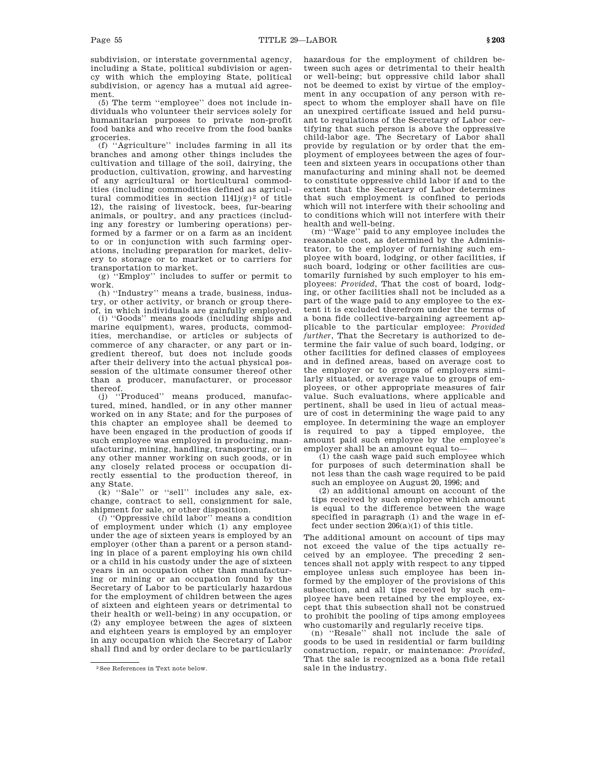subdivision, or interstate governmental agency, including a State, political subdivision or agency with which the employing State, political subdivision, or agency has a mutual aid agreement.

(5) The term "employee" does not include individuals who volunteer their services solely for humanitarian purposes to private non-profit food banks and who receive from the food banks groceries.

(f) "Agriculture" includes farming in all its branches and among other things includes the cultivation and tillage of the soil, dairying, the production, cultivation, growing, and harvesting of any agricultural or horticultural commodities (including commodities defined as agricultural commodities in section 1141j(g)[2] of title 12), the raising of livestock, bees, fur-bearing animals, or poultry, and any practices (including any forestry or lumbering operations) performed by a farmer or on a farm as an incident to or in conjunction with such farming operations, including preparation for market, delivery to storage or to market or to carriers for transportation to market.

(g) "Employ" includes to suffer or permit to work.

(h) "Industry" means a trade, business, industry, or other activity, or branch or group thereof, in which individuals are gainfully employed.

(i) "Goods" means goods (including ships and marine equipment), wares, products, commodities, merchandise, or articles or subjects of commerce of any character, or any part or ingredient thereof, but does not include goods after their delivery into the actual physical possession of the ultimate consumer thereof other than a producer, manufacturer, or processor thereof.

(j) "Produced" means produced, manufactured, mined, handled, or in any other manner worked on in any State; and for the purposes of this chapter an employee shall be deemed to have been engaged in the production of goods if such employee was employed in producing, manufacturing, mining, handling, transporting, or in any other manner working on such goods, or in any closely related process or occupation directly essential to the production thereof, in any State.

(k) "Sale" or "sell" includes any sale, exchange, contract to sell, consignment for sale, shipment for sale, or other disposition.

(*l*) "Oppressive child labor" means a condition of employment under which (1) any employee under the age of sixteen years is employed by an employer (other than a parent or a person standing in place of a parent employing his own child or a child in his custody under the age of sixteen years in an occupation other than manufacturing or mining or an occupation found by the Secretary of Labor to be particularly hazardous for the employment of children between the ages of sixteen and eighteen years or detrimental to their health or well-being) in any occupation, or (2) any employee between the ages of sixteen and eighteen years is employed by an employer in any occupation which the Secretary of Labor shall find and by order declare to be particularly hazardous for the employment of children between such ages or detrimental to their health or well-being; but oppressive child labor shall not be deemed to exist by virtue of the employment in any occupation of any person with respect to whom the employer shall have on file an unexpired certificate issued and held pursuant to regulations of the Secretary of Labor certifying that such person is above the oppressive child-labor age. The Secretary of Labor shall provide by regulation or by order that the employment of employees between the ages of fourteen and sixteen years in occupations other than manufacturing and mining shall not be deemed to constitute oppressive child labor if and to the extent that the Secretary of Labor determines that such employment is confined to periods which will not interfere with their schooling and to conditions which will not interfere with their health and well-being.

(m) "Wage" paid to any employee includes the reasonable cost, as determined by the Administrator, to the employer of furnishing such employee with board, lodging, or other facilities, if such board, lodging or other facilities are customarily furnished by such employer to his employees: *Provided*, That the cost of board, lodging, or other facilities shall not be included as a part of the wage paid to any employee to the extent it is excluded therefrom under the terms of a bona fide collective-bargaining agreement applicable to the particular employee: *Provided further*, That the Secretary is authorized to determine the fair value of such board, lodging, or other facilities for defined classes of employees and in defined areas, based on average cost to the employer or to groups of employers similarly situated, or average value to groups of employees, or other appropriate measures of fair value. Such evaluations, where applicable and pertinent, shall be used in lieu of actual measure of cost in determining the wage paid to any employee. In determining the wage an employer is required to pay a tipped employee, the amount paid such employee by the employee's employer shall be an amount equal to—

(1) the cash wage paid such employee which for purposes of such determination shall be not less than the cash wage required to be paid such an employee on August 20, 1996; and

(2) an additional amount on account of the tips received by such employee which amount is equal to the difference between the wage specified in paragraph (1) and the wage in effect under section 206(a)(1) of this title.

The additional amount on account of tips may not exceed the value of the tips actually received by an employee. The preceding 2 sentences shall not apply with respect to any tipped employee unless such employee has been informed by the employer of the provisions of this subsection, and all tips received by such employee have been retained by the employee, except that this subsection shall not be construed to prohibit the pooling of tips among employees who customarily and regularly receive tips.

(n) "Resale" shall not include the sale of goods to be used in residential or farm building construction, repair, or maintenance: *Provided*, That the sale is recognized as a bona fide retail sale in the industry.

---

[2] See References in Text note below.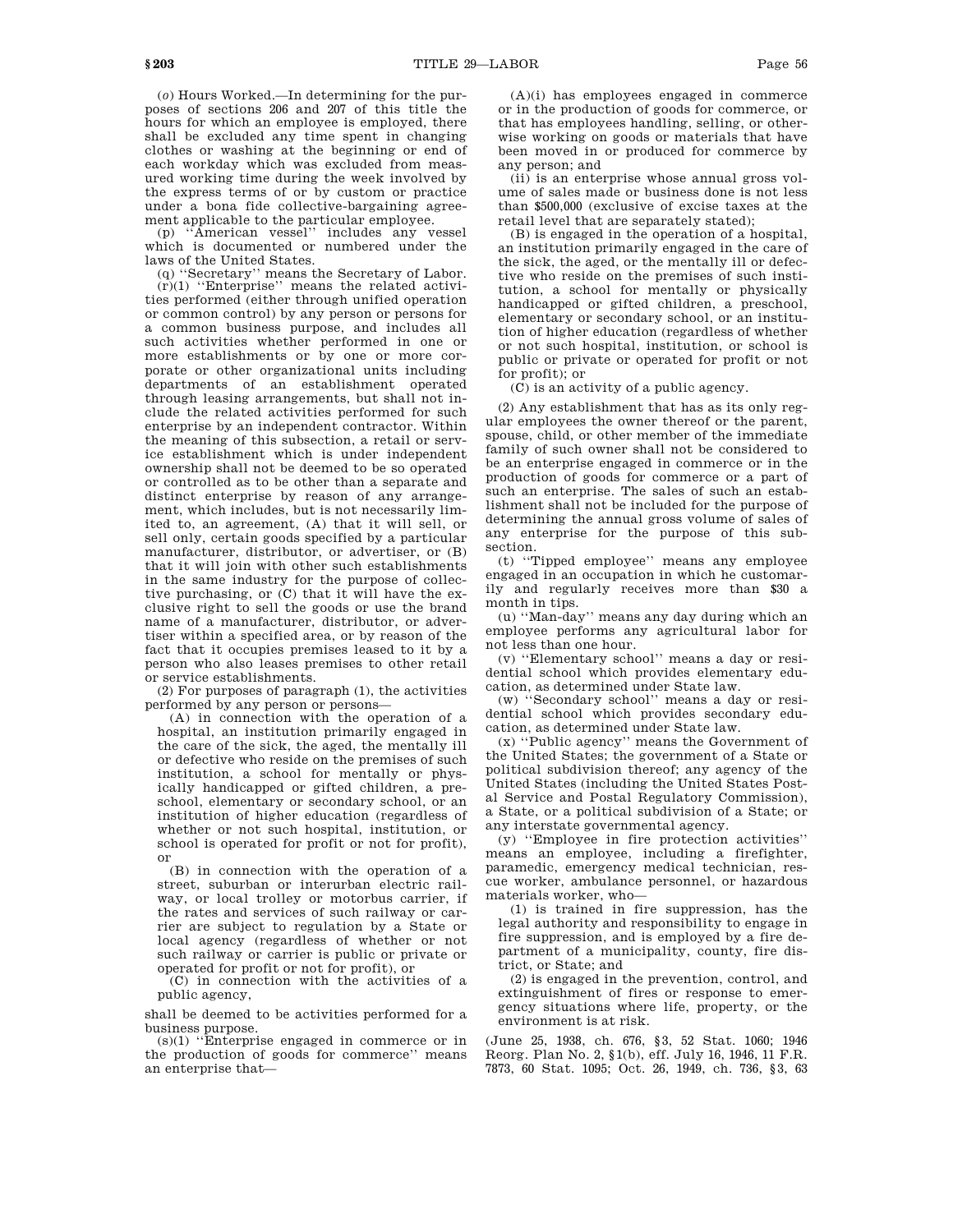(*o*) Hours Worked.—In determining for the purposes of sections 206 and 207 of this title the hours for which an employee is employed, there shall be excluded any time spent in changing clothes or washing at the beginning or end of each workday which was excluded from measured working time during the week involved by the express terms of or by custom or practice under a bona fide collective-bargaining agreement applicable to the particular employee.

(p) ''American vessel'' includes any vessel which is documented or numbered under the laws of the United States.

(q) ''Secretary'' means the Secretary of Labor.

(r)(1) ''Enterprise'' means the related activities performed (either through unified operation or common control) by any person or persons for a common business purpose, and includes all such activities whether performed in one or more establishments or by one or more corporate or other organizational units including departments of an establishment operated through leasing arrangements, but shall not include the related activities performed for such enterprise by an independent contractor. Within the meaning of this subsection, a retail or service establishment which is under independent ownership shall not be deemed to be so operated or controlled as to be other than a separate and distinct enterprise by reason of any arrangement, which includes, but is not necessarily limited to, an agreement, (A) that it will sell, or sell only, certain goods specified by a particular manufacturer, distributor, or advertiser, or (B) that it will join with other such establishments in the same industry for the purpose of collective purchasing, or (C) that it will have the exclusive right to sell the goods or use the brand name of a manufacturer, distributor, or advertiser within a specified area, or by reason of the fact that it occupies premises leased to it by a person who also leases premises to other retail or service establishments.

(2) For purposes of paragraph (1), the activities performed by any person or persons—

(A) in connection with the operation of a hospital, an institution primarily engaged in the care of the sick, the aged, the mentally ill or defective who reside on the premises of such institution, a school for mentally or physically handicapped or gifted children, a preschool, elementary or secondary school, or an institution of higher education (regardless of whether or not such hospital, institution, or school is operated for profit or not for profit), or

(B) in connection with the operation of a street, suburban or interurban electric railway, or local trolley or motorbus carrier, if the rates and services of such railway or carrier are subject to regulation by a State or local agency (regardless of whether or not such railway or carrier is public or private or operated for profit or not for profit), or

(C) in connection with the activities of a public agency,

shall be deemed to be activities performed for a business purpose.

(s)(1) ''Enterprise engaged in commerce or in the production of goods for commerce'' means an enterprise that—

(A)(i) has employees engaged in commerce or in the production of goods for commerce, or that has employees handling, selling, or otherwise working on goods or materials that have been moved in or produced for commerce by any person; and

(ii) is an enterprise whose annual gross volume of sales made or business done is not less than $500,000 (exclusive of excise taxes at the retail level that are separately stated);

(B) is engaged in the operation of a hospital, an institution primarily engaged in the care of the sick, the aged, or the mentally ill or defective who reside on the premises of such institution, a school for mentally or physically handicapped or gifted children, a preschool, elementary or secondary school, or an institution of higher education (regardless of whether or not such hospital, institution, or school is public or private or operated for profit or not for profit); or

(C) is an activity of a public agency.

(2) Any establishment that has as its only regular employees the owner thereof or the parent, spouse, child, or other member of the immediate family of such owner shall not be considered to be an enterprise engaged in commerce or in the production of goods for commerce or a part of such an enterprise. The sales of such an establishment shall not be included for the purpose of determining the annual gross volume of sales of any enterprise for the purpose of this subsection.

(t) ''Tipped employee'' means any employee engaged in an occupation in which he customarily and regularly receives more than $30 a month in tips.

(u) ''Man-day'' means any day during which an employee performs any agricultural labor for not less than one hour.

(v) ''Elementary school'' means a day or residential school which provides elementary education, as determined under State law.

(w) ''Secondary school'' means a day or residential school which provides secondary education, as determined under State law.

(x) ''Public agency'' means the Government of the United States; the government of a State or political subdivision thereof; any agency of the United States (including the United States Postal Service and Postal Regulatory Commission), a State, or a political subdivision of a State; or any interstate governmental agency.

(y) ''Employee in fire protection activities'' means an employee, including a firefighter, paramedic, emergency medical technician, rescue worker, ambulance personnel, or hazardous materials worker, who—

(1) is trained in fire suppression, has the legal authority and responsibility to engage in fire suppression, and is employed by a fire department of a municipality, county, fire district, or State; and

(2) is engaged in the prevention, control, and extinguishment of fires or response to emergency situations where life, property, or the environment is at risk.

(June 25, 1938, ch. 676, §3, 52 Stat. 1060; 1946 Reorg. Plan No. 2, §1(b), eff. July 16, 1946, 11 F.R. 7873, 60 Stat. 1095; Oct. 26, 1949, ch. 736, §3, 63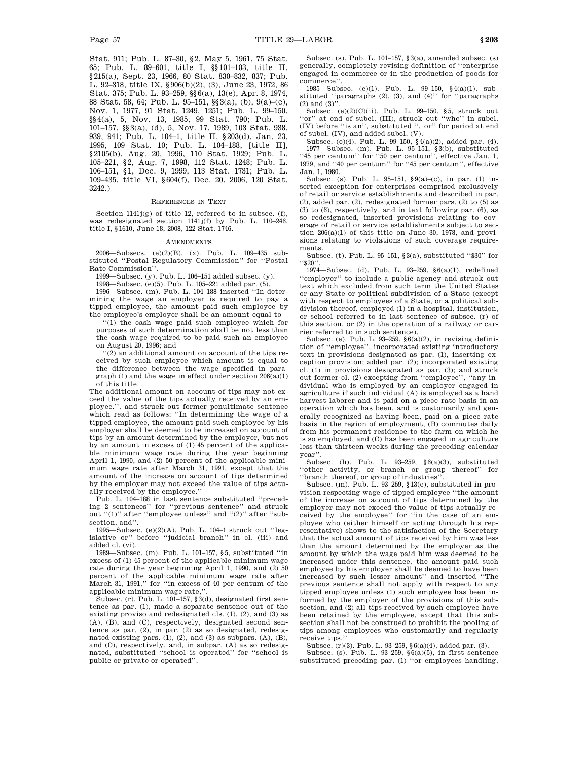Stat. 911; Pub. L. 87–30, §2, May 5, 1961, 75 Stat. 65; Pub. L. 89–601, title I, §§101–103, title II, §215(a), Sept. 23, 1966, 80 Stat. 830–832, 837; Pub. L. 92–318, title IX, §906(b)(2), (3), June 23, 1972, 86 Stat. 375; Pub. L. 93–259, §§6(a), 13(e), Apr. 8, 1974, 88 Stat. 58, 64; Pub. L. 95–151, §§3(a), (b), 9(a)–(c), Nov. 1, 1977, 91 Stat. 1249, 1251; Pub. L. 99–150, §§4(a), 5, Nov. 13, 1985, 99 Stat. 790; Pub. L. 101–157, §§3(a), (d), 5, Nov. 17, 1989, 103 Stat. 938, 939, 941; Pub. L. 104–1, title II, §203(d), Jan. 23, 1995, 109 Stat. 10; Pub. L. 104–188, [title II], §2105(b), Aug. 20, 1996, 110 Stat. 1929; Pub. L. 105–221, §2, Aug. 7, 1998, 112 Stat. 1248; Pub. L. 106–151, §1, Dec. 9, 1999, 113 Stat. 1731; Pub. L. 109–435, title VI, §604(f), Dec. 20, 2006, 120 Stat. 3242.)

## References in Text

Section 1141j(g) of title 12, referred to in subsec. (f), was redesignated section 1141j(f) by Pub. L. 110–246, title I, §1610, June 18, 2008, 122 Stat. 1746.

## Amendments

2006—Subsecs. (e)(2)(B), (x). Pub. L. 109–435 substituted "Postal Regulatory Commission" for "Postal Rate Commission".

1999—Subsec. (y). Pub. L. 106–151 added subsec. (y).

1998—Subsec. (e)(5). Pub. L. 105–221 added par. (5).

1996—Subsec. (m). Pub. L. 104–188 inserted "In determining the wage an employer is required to pay a tipped employee, the amount paid such employee by the employee's employer shall be an amount equal to—

"(1) the cash wage paid such employee which for purposes of such determination shall be not less than the cash wage required to be paid such an employee on August 20, 1996; and

"(2) an additional amount on account of the tips received by such employee which amount is equal to the difference between the wage specified in paragraph (1) and the wage in effect under section 206(a)(1) of this title.

The additional amount on account of tips may not exceed the value of the tips actually received by an employee.", and struck out former penultimate sentence which read as follows: "In determining the wage of a tipped employee, the amount paid such employee by his employer shall be deemed to be increased on account of tips by an amount determined by the employer, but not by an amount in excess of (1) 45 percent of the applicable minimum wage rate during the year beginning April 1, 1990, and (2) 50 percent of the applicable minimum wage rate after March 31, 1991, except that the amount of the increase on account of tips determined by the employer may not exceed the value of tips actually received by the employee."

Pub. L. 104–188 in last sentence substituted "preceding 2 sentences" for "previous sentence" and struck out "(1)" after "employee unless" and "(2)" after "subsection, and".

1995—Subsec. (e)(2)(A). Pub. L. 104–1 struck out "legislative or" before "judicial branch" in cl. (iii) and added cl. (vi).

1989—Subsec. (m). Pub. L. 101–157, §5, substituted "in excess of (1) 45 percent of the applicable minimum wage rate during the year beginning April 1, 1990, and (2) 50 percent of the applicable minimum wage rate after March 31, 1991," for "in excess of 40 per centum of the applicable minimum wage rate,".

Subsec. (r). Pub. L. 101–157, §3(d), designated first sentence as par. (1), made a separate sentence out of the existing proviso and redesignated cls. (1), (2), and (3) as (A), (B), and (C), respectively, designated second sentence as par. (2), in par. (2) as so designated, redesignated existing pars. (1), (2), and (3) as subpars. (A), (B), and (C), respectively, and, in subpar. (A) as so designated, substituted "school is operated" for "school is public or private or operated".

Subsec. (s). Pub. L. 101–157, §3(a), amended subsec. (s) generally, completely revising definition of "enterprise engaged in commerce or in the production of goods for commerce".

1985—Subsec. (e)(1). Pub. L. 99–150, §4(a)(1), substituted "paragraphs (2), (3), and (4)" for "paragraphs (2) and (3)".

Subsec. (e)(2)(C)(ii). Pub. L. 99–150, §5, struck out "or" at end of subcl. (III), struck out "who" in subcl. (IV) before "is an", substituted ", or" for period at end of subcl. (IV), and added subcl. (V).

Subsec. (e)(4). Pub. L. 99–150, §4(a)(2), added par. (4).

1977—Subsec. (m). Pub. L. 95–151, §3(b), substituted "45 per centum" for "50 per centum", effective Jan. 1, 1979, and "40 per centum" for "45 per centum", effective Jan. 1, 1980.

Subsec. (s). Pub. L. 95–151, §9(a)–(c), in par. (1) inserted exception for enterprises comprised exclusively of retail or service establishments and described in par. (2), added par. (2), redesignated former pars. (2) to (5) as (3) to (6), respectively, and in text following par. (6), as so redesignated, inserted provisions relating to coverage of retail or service establishments subject to section 206(a)(1) of this title on June 30, 1978, and provisions relating to violations of such coverage requirements.

Subsec. (t). Pub. L. 95–151, §3(a), substituted "$30" for "$20".

1974—Subsec. (d). Pub. L. 93–259, §6(a)(1), redefined "employer" to include a public agency and struck out text which excluded from such term the United States or any State or political subdivision of a State (except with respect to employees of a State, or a political subdivision thereof, employed (1) in a hospital, institution, or school referred to in last sentence of subsec. (r) of this section, or (2) in the operation of a railway or carrier referred to in such sentence).

Subsec. (e). Pub. L. 93–259, §6(a)(2), in revising definition of "employee", incorporated existing introductory text in provisions designated as par. (1), inserting exception provision; added par. (2); incorporated existing cl. (1) in provisions designated as par. (3); and struck out former cl. (2) excepting from "employee", "any individual who is employed by an employer engaged in agriculture if such individual (A) is employed as a hand harvest laborer and is paid on a piece rate basis in an operation which has been, and is customarily and generally recognized as having been, paid on a piece rate basis in the region of employment, (B) commutes daily from his permanent residence to the farm on which he is so employed, and (C) has been engaged in agriculture less than thirteen weeks during the preceding calendar year".

Subsec. (h). Pub. L. 93–259, §6(a)(3), substituted "other activity, or branch or group thereof" for "branch thereof, or group of industries".

Subsec. (m). Pub. L. 93–259, §13(e), substituted in provision respecting wage of tipped employee "the amount of the increase on account of tips determined by the employer may not exceed the value of tips actually received by the employee" for "in the case of an employee who (either himself or acting through his representative) shows to the satisfaction of the Secretary that the actual amount of tips received by him was less than the amount determined by the employer as the amount by which the wage paid him was deemed to be increased under this sentence, the amount paid such employee by his employer shall be deemed to have been increased by such lesser amount" and inserted "The previous sentence shall not apply with respect to any tipped employee unless (1) such employee has been informed by the employer of the provisions of this subsection, and (2) all tips received by such employee have been retained by the employee, except that this subsection shall not be construed to prohibit the pooling of tips among employees who customarily and regularly receive tips."

Subsec. (r)(3). Pub. L. 93–259, §6(a)(4), added par. (3).

Subsec. (s). Pub. L. 93–259, §6(a)(5), in first sentence substituted preceding par. (1) "or employees handling,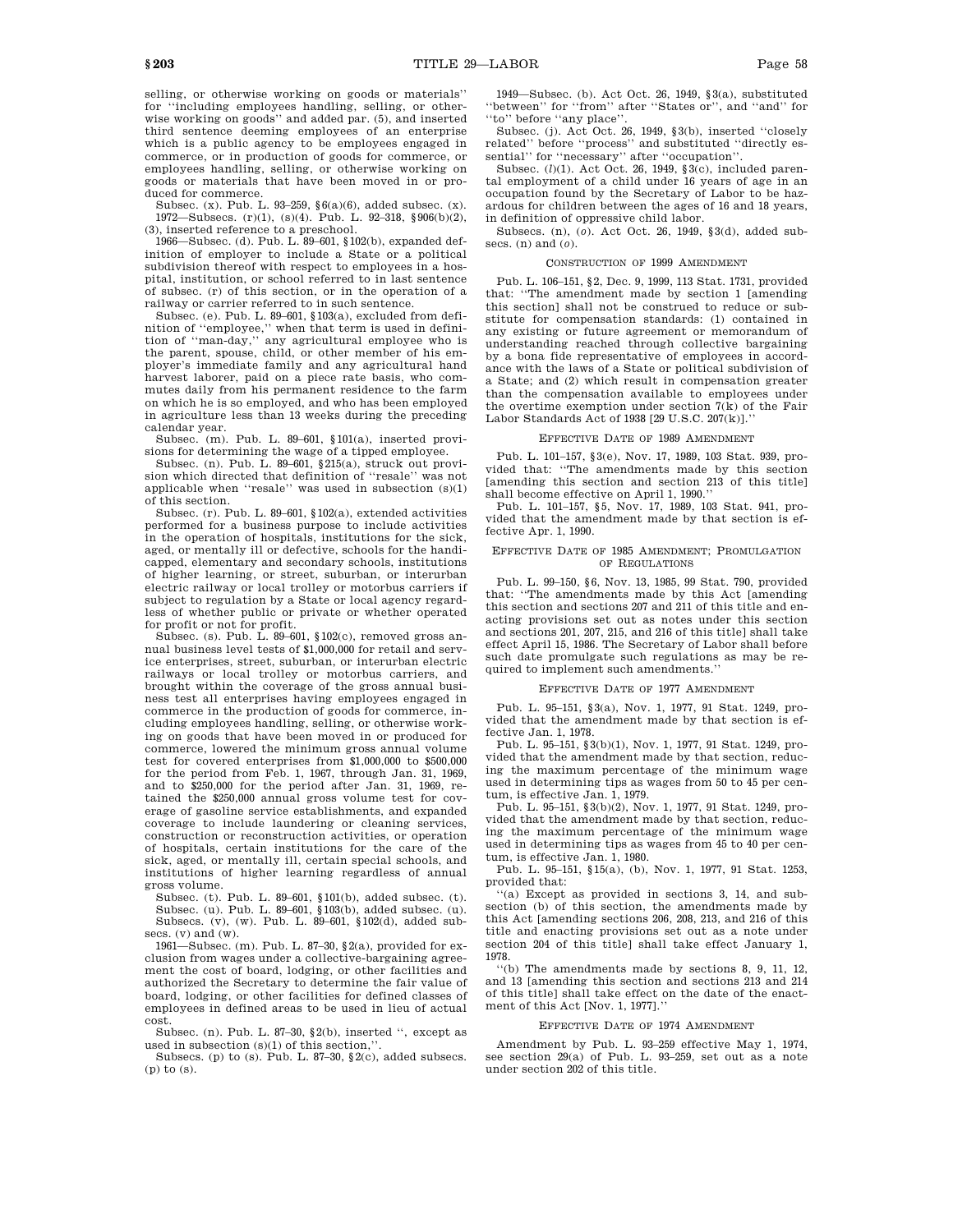selling, or otherwise working on goods or materials'' for ''including employees handling, selling, or otherwise working on goods'' and added par. (5), and inserted third sentence deeming employees of an enterprise which is a public agency to be employees engaged in commerce, or in production of goods for commerce, or employees handling, selling, or otherwise working on goods or materials that have been moved in or produced for commerce.

Subsec. (x). Pub. L. 93–259, §6(a)(6), added subsec. (x).

1972—Subsecs. (r)(1), (s)(4). Pub. L. 92–318, §906(b)(2), (3), inserted reference to a preschool.

1966—Subsec. (d). Pub. L. 89–601, §102(b), expanded definition of employer to include a State or a political subdivision thereof with respect to employees in a hospital, institution, or school referred to in last sentence of subsec. (r) of this section, or in the operation of a railway or carrier referred to in such sentence.

Subsec. (e). Pub. L. 89–601, §103(a), excluded from definition of ''employee,'' when that term is used in definition of ''man-day,'' any agricultural employee who is the parent, spouse, child, or other member of his employer's immediate family and any agricultural hand harvest laborer, paid on a piece rate basis, who commutes daily from his permanent residence to the farm on which he is so employed, and who has been employed in agriculture less than 13 weeks during the preceding calendar year.

Subsec. (m). Pub. L. 89–601, §101(a), inserted provisions for determining the wage of a tipped employee.

Subsec. (n). Pub. L. 89–601, §215(a), struck out provision which directed that definition of ''resale'' was not applicable when ''resale'' was used in subsection (s)(1) of this section.

Subsec. (r). Pub. L. 89–601, §102(a), extended activities performed for a business purpose to include activities in the operation of hospitals, institutions for the sick, aged, or mentally ill or defective, schools for the handicapped, elementary and secondary schools, institutions of higher learning, or street, suburban, or interurban electric railway or local trolley or motorbus carriers if subject to regulation by a State or local agency regardless of whether public or private or whether operated for profit or not for profit.

Subsec. (s). Pub. L. 89–601, §102(c), removed gross annual business level tests of $1,000,000 for retail and service enterprises, street, suburban, or interurban electric railways or local trolley or motorbus carriers, and brought within the coverage of the gross annual business test all enterprises having employees engaged in commerce in the production of goods for commerce, including employees handling, selling, or otherwise working on goods that have been moved in or produced for commerce, lowered the minimum gross annual volume test for covered enterprises from $1,000,000 to $500,000 for the period from Feb. 1, 1967, through Jan. 31, 1969, and to $250,000 for the period after Jan. 31, 1969, retained the $250,000 annual gross volume test for coverage of gasoline service establishments, and expanded coverage to include laundering or cleaning services, construction or reconstruction activities, or operation of hospitals, certain institutions for the care of the sick, aged, or mentally ill, certain special schools, and institutions of higher learning regardless of annual gross volume.

Subsec. (t). Pub. L. 89–601, §101(b), added subsec. (t).

Subsec. (u). Pub. L. 89–601, §103(b), added subsec. (u).

Subsecs. (v), (w). Pub. L. 89–601, §102(d), added subsecs. (v) and (w).

1961—Subsec. (m). Pub. L. 87–30, §2(a), provided for exclusion from wages under a collective-bargaining agreement the cost of board, lodging, or other facilities and authorized the Secretary to determine the fair value of board, lodging, or other facilities for defined classes of employees in defined areas to be used in lieu of actual cost.

Subsec. (n). Pub. L. 87–30, §2(b), inserted '', except as used in subsection (s)(1) of this section,''.

Subsecs. (p) to (s). Pub. L. 87–30, §2(c), added subsecs. (p) to (s).

1949—Subsec. (b). Act Oct. 26, 1949, §3(a), substituted ''between'' for ''from'' after ''States or'', and ''and'' for ''to'' before ''any place''.

Subsec. (j). Act Oct. 26, 1949, §3(b), inserted ''closely related'' before ''process'' and substituted ''directly essential'' for ''necessary'' after ''occupation''.

Subsec. (*l*)(1). Act Oct. 26, 1949, §3(c), included parental employment of a child under 16 years of age in an occupation found by the Secretary of Labor to be hazardous for children between the ages of 16 and 18 years, in definition of oppressive child labor.

Subsecs. (n), (*o*). Act Oct. 26, 1949, §3(d), added subsecs. (n) and (*o*).

CONSTRUCTION OF 1999 AMENDMENT

Pub. L. 106–151, §2, Dec. 9, 1999, 113 Stat. 1731, provided that: ''The amendment made by section 1 [amending this section] shall not be construed to reduce or substitute for compensation standards: (1) contained in any existing or future agreement or memorandum of understanding reached through collective bargaining by a bona fide representative of employees in accordance with the laws of a State or political subdivision of a State; and (2) which result in compensation greater than the compensation available to employees under the overtime exemption under section 7(k) of the Fair Labor Standards Act of 1938 [29 U.S.C. 207(k)].''

EFFECTIVE DATE OF 1989 AMENDMENT

Pub. L. 101–157, §3(e), Nov. 17, 1989, 103 Stat. 939, provided that: ''The amendments made by this section [amending this section and section 213 of this title] shall become effective on April 1, 1990.''

Pub. L. 101–157, §5, Nov. 17, 1989, 103 Stat. 941, provided that the amendment made by that section is effective Apr. 1, 1990.

EFFECTIVE DATE OF 1985 AMENDMENT; PROMULGATION OF REGULATIONS

Pub. L. 99–150, §6, Nov. 13, 1985, 99 Stat. 790, provided that: ''The amendments made by this Act [amending this section and sections 207 and 211 of this title and enacting provisions set out as notes under this section and sections 201, 207, 215, and 216 of this title] shall take effect April 15, 1986. The Secretary of Labor shall before such date promulgate such regulations as may be required to implement such amendments.''

EFFECTIVE DATE OF 1977 AMENDMENT

Pub. L. 95–151, §3(a), Nov. 1, 1977, 91 Stat. 1249, provided that the amendment made by that section is effective Jan. 1, 1978.

Pub. L. 95–151, §3(b)(1), Nov. 1, 1977, 91 Stat. 1249, provided that the amendment made by that section, reducing the maximum percentage of the minimum wage used in determining tips as wages from 50 to 45 per centum, is effective Jan. 1, 1979.

Pub. L. 95–151, §3(b)(2), Nov. 1, 1977, 91 Stat. 1249, provided that the amendment made by that section, reducing the maximum percentage of the minimum wage used in determining tips as wages from 45 to 40 per centum, is effective Jan. 1, 1980.

Pub. L. 95–151, §15(a), (b), Nov. 1, 1977, 91 Stat. 1253, provided that:

''(a) Except as provided in sections 3, 14, and subsection (b) of this section, the amendments made by this Act [amending sections 206, 208, 213, and 216 of this title and enacting provisions set out as a note under section 204 of this title] shall take effect January 1, 1978.

''(b) The amendments made by sections 8, 9, 11, 12, and 13 [amending this section and sections 213 and 214 of this title] shall take effect on the date of the enactment of this Act [Nov. 1, 1977].''

EFFECTIVE DATE OF 1974 AMENDMENT

Amendment by Pub. L. 93–259 effective May 1, 1974, see section 29(a) of Pub. L. 93–259, set out as a note under section 202 of this title.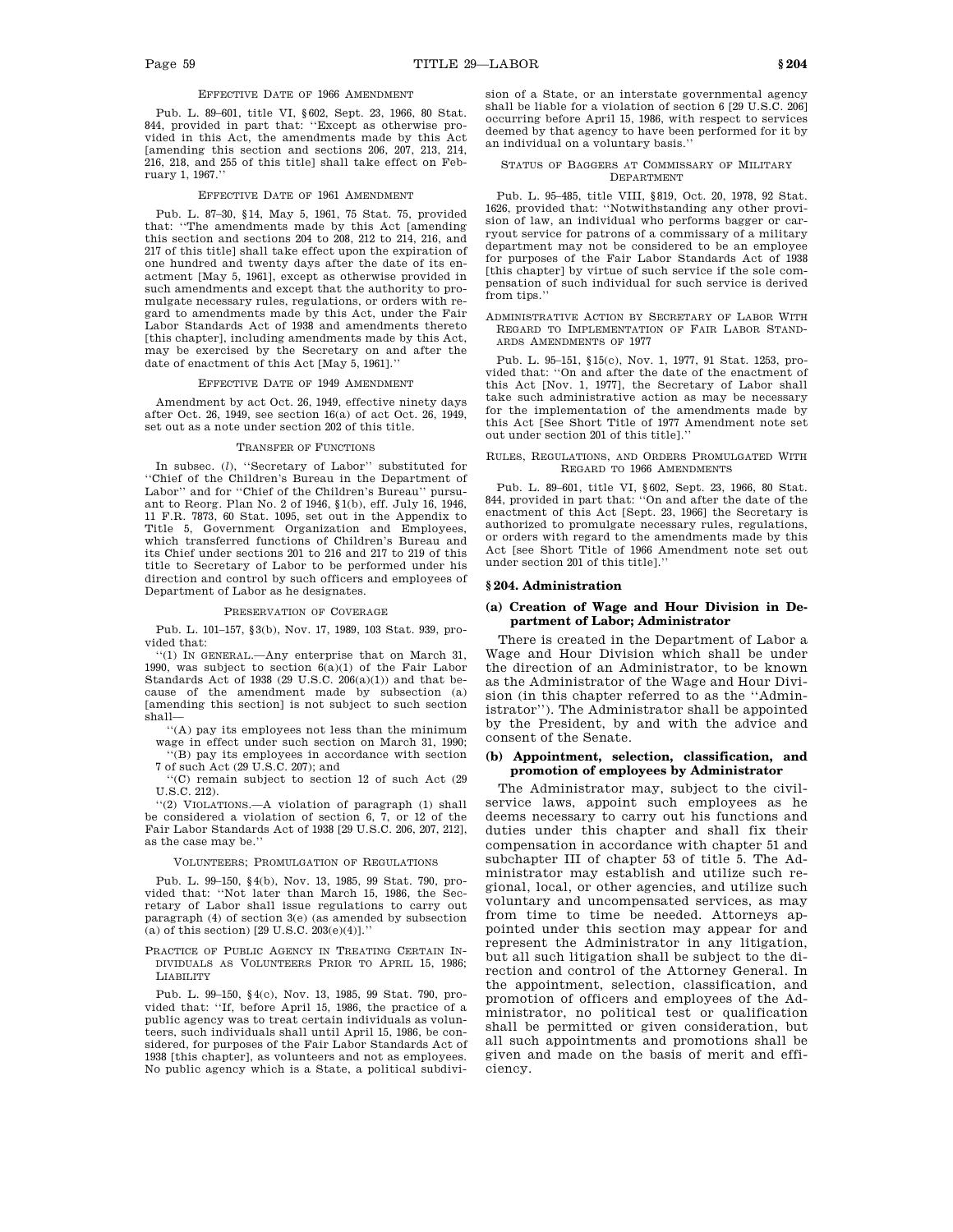EFFECTIVE DATE OF 1966 AMENDMENT

Pub. L. 89–601, title VI, §602, Sept. 23, 1966, 80 Stat. 844, provided in part that: ''Except as otherwise provided in this Act, the amendments made by this Act [amending this section and sections 206, 207, 213, 214, 216, 218, and 255 of this title] shall take effect on February 1, 1967.''

EFFECTIVE DATE OF 1961 AMENDMENT

Pub. L. 87–30, §14, May 5, 1961, 75 Stat. 75, provided that: ''The amendments made by this Act [amending this section and sections 204 to 208, 212 to 214, 216, and 217 of this title] shall take effect upon the expiration of one hundred and twenty days after the date of its enactment [May 5, 1961], except as otherwise provided in such amendments and except that the authority to promulgate necessary rules, regulations, or orders with regard to amendments made by this Act, under the Fair Labor Standards Act of 1938 and amendments thereto [this chapter], including amendments made by this Act, may be exercised by the Secretary on and after the date of enactment of this Act [May 5, 1961].''

EFFECTIVE DATE OF 1949 AMENDMENT

Amendment by act Oct. 26, 1949, effective ninety days after Oct. 26, 1949, see section 16(a) of act Oct. 26, 1949, set out as a note under section 202 of this title.

TRANSFER OF FUNCTIONS

In subsec. (*l*), ''Secretary of Labor'' substituted for ''Chief of the Children's Bureau in the Department of Labor'' and for ''Chief of the Children's Bureau'' pursuant to Reorg. Plan No. 2 of 1946, §1(b), eff. July 16, 1946, 11 F.R. 7873, 60 Stat. 1095, set out in the Appendix to Title 5, Government Organization and Employees, which transferred functions of Children's Bureau and its Chief under sections 201 to 216 and 217 to 219 of this title to Secretary of Labor to be performed under his direction and control by such officers and employees of Department of Labor as he designates.

PRESERVATION OF COVERAGE

Pub. L. 101–157, §3(b), Nov. 17, 1989, 103 Stat. 939, provided that:

''(1) IN GENERAL.—Any enterprise that on March 31, 1990, was subject to section 6(a)(1) of the Fair Labor Standards Act of 1938 (29 U.S.C. 206(a)(1)) and that because of the amendment made by subsection (a) [amending this section] is not subject to such section shall—

''(A) pay its employees not less than the minimum wage in effect under such section on March 31, 1990;

''(B) pay its employees in accordance with section 7 of such Act (29 U.S.C. 207); and

''(C) remain subject to section 12 of such Act (29 U.S.C. 212).

''(2) VIOLATIONS.—A violation of paragraph (1) shall be considered a violation of section 6, 7, or 12 of the Fair Labor Standards Act of 1938 [29 U.S.C. 206, 207, 212], as the case may be.''

VOLUNTEERS; PROMULGATION OF REGULATIONS

Pub. L. 99–150, §4(b), Nov. 13, 1985, 99 Stat. 790, provided that: ''Not later than March 15, 1986, the Secretary of Labor shall issue regulations to carry out paragraph (4) of section 3(e) (as amended by subsection (a) of this section) [29 U.S.C. 203(e)(4)].''

PRACTICE OF PUBLIC AGENCY IN TREATING CERTAIN INDIVIDUALS AS VOLUNTEERS PRIOR TO APRIL 15, 1986; LIABILITY

Pub. L. 99–150, §4(c), Nov. 13, 1985, 99 Stat. 790, provided that: ''If, before April 15, 1986, the practice of a public agency was to treat certain individuals as volunteers, such individuals shall until April 15, 1986, be considered, for purposes of the Fair Labor Standards Act of 1938 [this chapter], as volunteers and not as employees. No public agency which is a State, a political subdivision of a State, or an interstate governmental agency shall be liable for a violation of section 6 [29 U.S.C. 206] occurring before April 15, 1986, with respect to services deemed by that agency to have been performed for it by an individual on a voluntary basis.''

STATUS OF BAGGERS AT COMMISSARY OF MILITARY DEPARTMENT

Pub. L. 95–485, title VIII, §819, Oct. 20, 1978, 92 Stat. 1626, provided that: ''Notwithstanding any other provision of law, an individual who performs bagger or carryout service for patrons of a commissary of a military department may not be considered to be an employee for purposes of the Fair Labor Standards Act of 1938 [this chapter] by virtue of such service if the sole compensation of such individual for such service is derived from tips.''

ADMINISTRATIVE ACTION BY SECRETARY OF LABOR WITH REGARD TO IMPLEMENTATION OF FAIR LABOR STANDARDS AMENDMENTS OF 1977

Pub. L. 95–151, §15(c), Nov. 1, 1977, 91 Stat. 1253, provided that: ''On and after the date of the enactment of this Act [Nov. 1, 1977], the Secretary of Labor shall take such administrative action as may be necessary for the implementation of the amendments made by this Act [See Short Title of 1977 Amendment note set out under section 201 of this title].''

RULES, REGULATIONS, AND ORDERS PROMULGATED WITH REGARD TO 1966 AMENDMENTS

Pub. L. 89–601, title VI, §602, Sept. 23, 1966, 80 Stat. 844, provided in part that: ''On and after the date of the enactment of this Act [Sept. 23, 1966] the Secretary is authorized to promulgate necessary rules, regulations, or orders with regard to the amendments made by this Act [see Short Title of 1966 Amendment note set out under section 201 of this title].''

## §204. Administration

### (a) Creation of Wage and Hour Division in Department of Labor; Administrator

There is created in the Department of Labor a Wage and Hour Division which shall be under the direction of an Administrator, to be known as the Administrator of the Wage and Hour Division (in this chapter referred to as the ''Administrator''). The Administrator shall be appointed by the President, by and with the advice and consent of the Senate.

### (b) Appointment, selection, classification, and promotion of employees by Administrator

The Administrator may, subject to the civil-service laws, appoint such employees as he deems necessary to carry out his functions and duties under this chapter and shall fix their compensation in accordance with chapter 51 and subchapter III of chapter 53 of title 5. The Administrator may establish and utilize such regional, local, or other agencies, and utilize such voluntary and uncompensated services, as may from time to time be needed. Attorneys appointed under this section may appear for and represent the Administrator in any litigation, but all such litigation shall be subject to the direction and control of the Attorney General. In the appointment, selection, classification, and promotion of officers and employees of the Administrator, no political test or qualification shall be permitted or given consideration, but all such appointments and promotions shall be given and made on the basis of merit and efficiency.